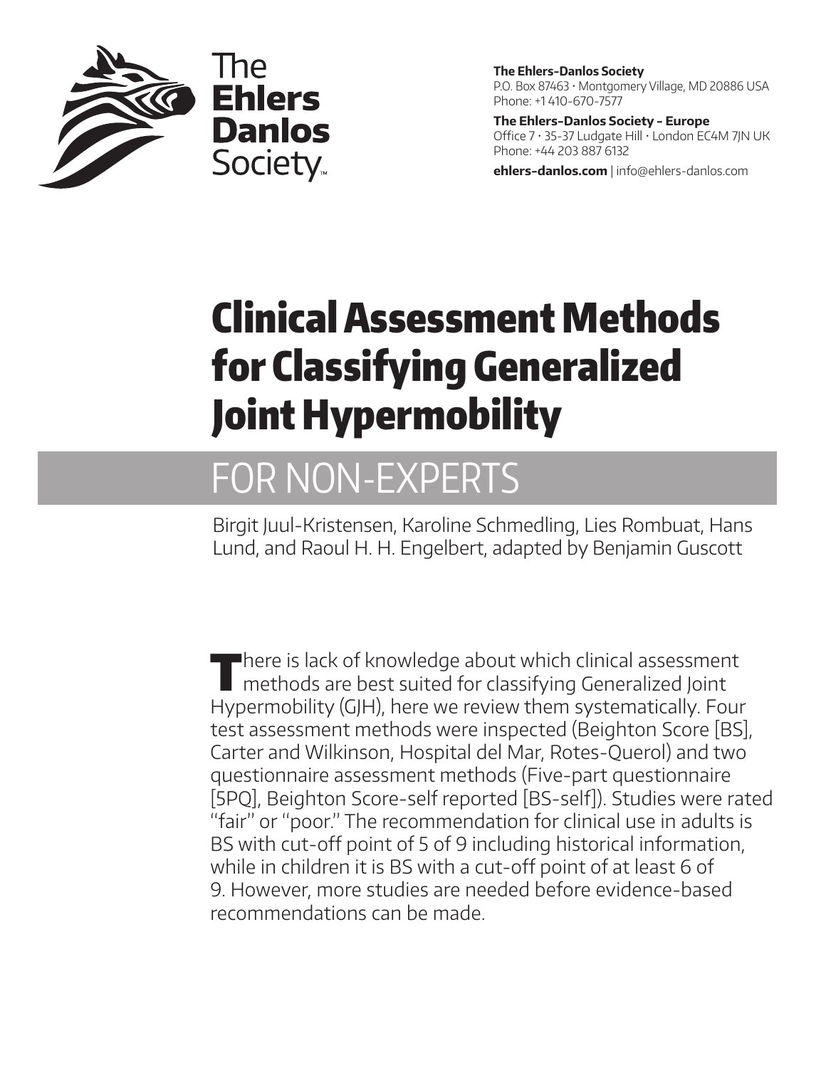The Ehlers Danlos Society™

**The Ehlers-Danlos Society**
P.O. Box 87463 • Montgomery Village, MD 20886 USA
Phone: +1 410-670-7577

**The Ehlers-Danlos Society - Europe**
Office 7 • 35-37 Ludgate Hill • London EC4M 7JN UK
Phone: +44 203 887 6132

**ehlers-danlos.com** | info@ehlers-danlos.com

# Clinical Assessment Methods for Classifying Generalized Joint Hypermobility

## FOR NON-EXPERTS

Birgit Juul-Kristensen, Karoline Schmedling, Lies Rombuat, Hans Lund, and Raoul H. H. Engelbert, adapted by Benjamin Guscott

There is lack of knowledge about which clinical assessment methods are best suited for classifying Generalized Joint Hypermobility (GJH), here we review them systematically. Four test assessment methods were inspected (Beighton Score [BS], Carter and Wilkinson, Hospital del Mar, Rotes-Querol) and two questionnaire assessment methods (Five-part questionnaire [5PQ], Beighton Score-self reported [BS-self]). Studies were rated "fair" or "poor." The recommendation for clinical use in adults is BS with cut-off point of 5 of 9 including historical information, while in children it is BS with a cut-off point of at least 6 of 9. However, more studies are needed before evidence-based recommendations can be made.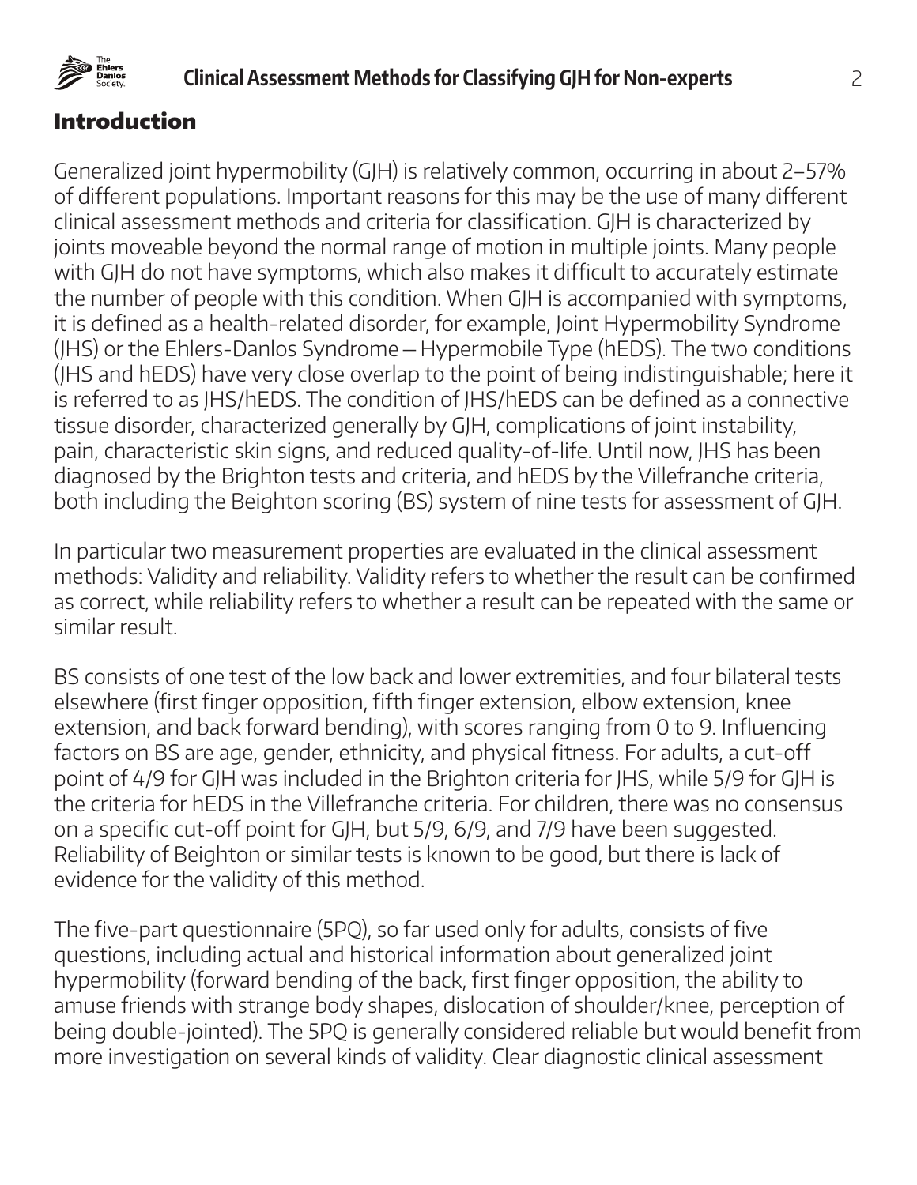## Introduction

Generalized joint hypermobility (GJH) is relatively common, occurring in about 2–57% of different populations. Important reasons for this may be the use of many different clinical assessment methods and criteria for classification. GJH is characterized by joints moveable beyond the normal range of motion in multiple joints. Many people with GJH do not have symptoms, which also makes it difficult to accurately estimate the number of people with this condition. When GJH is accompanied with symptoms, it is defined as a health-related disorder, for example, Joint Hypermobility Syndrome (JHS) or the Ehlers-Danlos Syndrome – Hypermobile Type (hEDS). The two conditions (JHS and hEDS) have very close overlap to the point of being indistinguishable; here it is referred to as JHS/hEDS. The condition of JHS/hEDS can be defined as a connective tissue disorder, characterized generally by GJH, complications of joint instability, pain, characteristic skin signs, and reduced quality-of-life. Until now, JHS has been diagnosed by the Brighton tests and criteria, and hEDS by the Villefranche criteria, both including the Beighton scoring (BS) system of nine tests for assessment of GJH.

In particular two measurement properties are evaluated in the clinical assessment methods: Validity and reliability. Validity refers to whether the result can be confirmed as correct, while reliability refers to whether a result can be repeated with the same or similar result.

BS consists of one test of the low back and lower extremities, and four bilateral tests elsewhere (first finger opposition, fifth finger extension, elbow extension, knee extension, and back forward bending), with scores ranging from 0 to 9. Influencing factors on BS are age, gender, ethnicity, and physical fitness. For adults, a cut-off point of 4/9 for GJH was included in the Brighton criteria for JHS, while 5/9 for GJH is the criteria for hEDS in the Villefranche criteria. For children, there was no consensus on a specific cut-off point for GJH, but 5/9, 6/9, and 7/9 have been suggested. Reliability of Beighton or similar tests is known to be good, but there is lack of evidence for the validity of this method.

The five-part questionnaire (5PQ), so far used only for adults, consists of five questions, including actual and historical information about generalized joint hypermobility (forward bending of the back, first finger opposition, the ability to amuse friends with strange body shapes, dislocation of shoulder/knee, perception of being double-jointed). The 5PQ is generally considered reliable but would benefit from more investigation on several kinds of validity. Clear diagnostic clinical assessment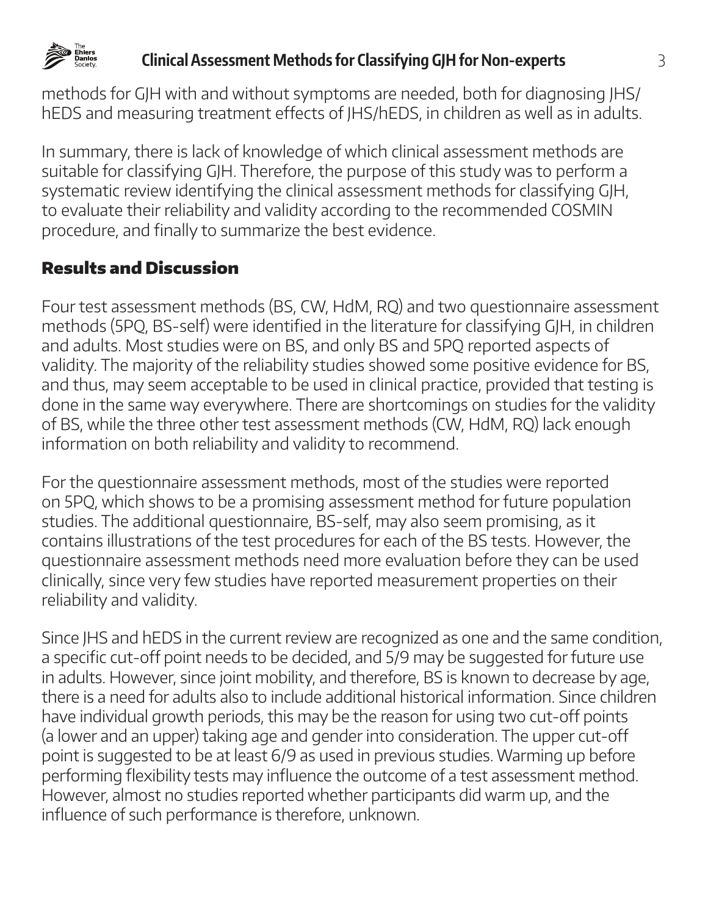methods for GJH with and without symptoms are needed, both for diagnosing JHS/hEDS and measuring treatment effects of JHS/hEDS, in children as well as in adults.

In summary, there is lack of knowledge of which clinical assessment methods are suitable for classifying GJH. Therefore, the purpose of this study was to perform a systematic review identifying the clinical assessment methods for classifying GJH, to evaluate their reliability and validity according to the recommended COSMIN procedure, and finally to summarize the best evidence.

## Results and Discussion

Four test assessment methods (BS, CW, HdM, RQ) and two questionnaire assessment methods (5PQ, BS-self) were identified in the literature for classifying GJH, in children and adults. Most studies were on BS, and only BS and 5PQ reported aspects of validity. The majority of the reliability studies showed some positive evidence for BS, and thus, may seem acceptable to be used in clinical practice, provided that testing is done in the same way everywhere. There are shortcomings on studies for the validity of BS, while the three other test assessment methods (CW, HdM, RQ) lack enough information on both reliability and validity to recommend.

For the questionnaire assessment methods, most of the studies were reported on 5PQ, which shows to be a promising assessment method for future population studies. The additional questionnaire, BS-self, may also seem promising, as it contains illustrations of the test procedures for each of the BS tests. However, the questionnaire assessment methods need more evaluation before they can be used clinically, since very few studies have reported measurement properties on their reliability and validity.

Since JHS and hEDS in the current review are recognized as one and the same condition, a specific cut-off point needs to be decided, and 5/9 may be suggested for future use in adults. However, since joint mobility, and therefore, BS is known to decrease by age, there is a need for adults also to include additional historical information. Since children have individual growth periods, this may be the reason for using two cut-off points (a lower and an upper) taking age and gender into consideration. The upper cut-off point is suggested to be at least 6/9 as used in previous studies. Warming up before performing flexibility tests may influence the outcome of a test assessment method. However, almost no studies reported whether participants did warm up, and the influence of such performance is therefore, unknown.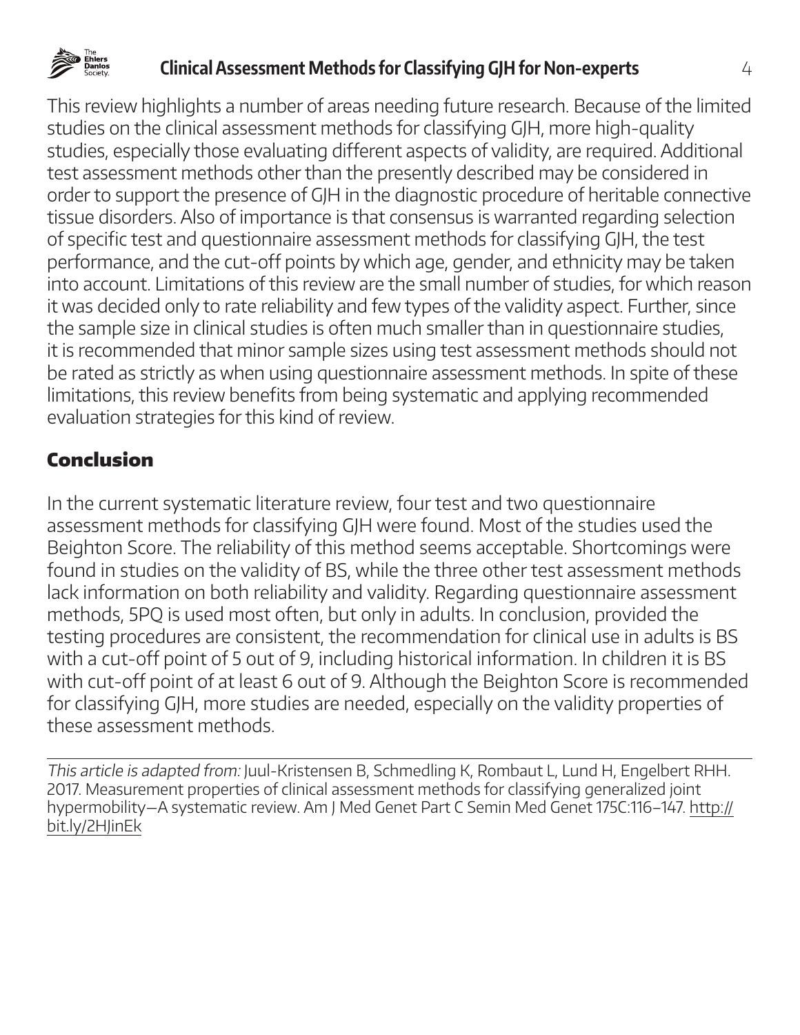This review highlights a number of areas needing future research. Because of the limited studies on the clinical assessment methods for classifying GJH, more high-quality studies, especially those evaluating different aspects of validity, are required. Additional test assessment methods other than the presently described may be considered in order to support the presence of GJH in the diagnostic procedure of heritable connective tissue disorders. Also of importance is that consensus is warranted regarding selection of specific test and questionnaire assessment methods for classifying GJH, the test performance, and the cut-off points by which age, gender, and ethnicity may be taken into account. Limitations of this review are the small number of studies, for which reason it was decided only to rate reliability and few types of the validity aspect. Further, since the sample size in clinical studies is often much smaller than in questionnaire studies, it is recommended that minor sample sizes using test assessment methods should not be rated as strictly as when using questionnaire assessment methods. In spite of these limitations, this review benefits from being systematic and applying recommended evaluation strategies for this kind of review.

## Conclusion

In the current systematic literature review, four test and two questionnaire assessment methods for classifying GJH were found. Most of the studies used the Beighton Score. The reliability of this method seems acceptable. Shortcomings were found in studies on the validity of BS, while the three other test assessment methods lack information on both reliability and validity. Regarding questionnaire assessment methods, 5PQ is used most often, but only in adults. In conclusion, provided the testing procedures are consistent, the recommendation for clinical use in adults is BS with a cut-off point of 5 out of 9, including historical information. In children it is BS with cut-off point of at least 6 out of 9. Although the Beighton Score is recommended for classifying GJH, more studies are needed, especially on the validity properties of these assessment methods.

---

*This article is adapted from:* Juul-Kristensen B, Schmedling K, Rombaut L, Lund H, Engelbert RHH. 2017. Measurement properties of clinical assessment methods for classifying generalized joint hypermobility—A systematic review. Am J Med Genet Part C Semin Med Genet 175C:116–147. http://bit.ly/2HJinEk